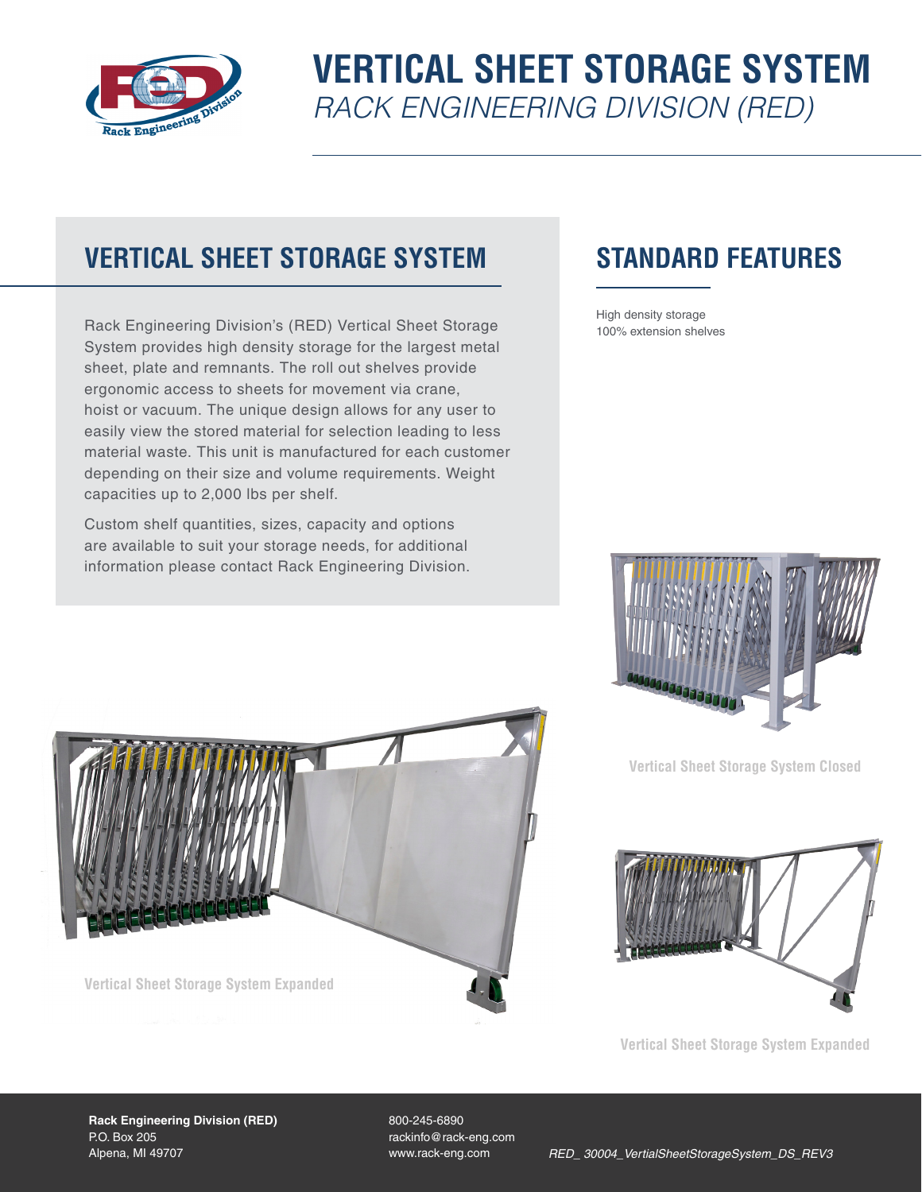# VERTICAL SHEET STORAGE SYSTEM

*RACK ENGINEERING DIVISION (RED)*

## VERTICAL SHEET STORAGE SYSTEM

Rack Engineering Division's (RED) Vertical Sheet Storage System provides high density storage for the largest metal sheet, plate and remnants. The roll out shelves provide ergonomic access to sheets for movement via crane, hoist or vacuum. The unique design allows for any user to easily view the stored material for selection leading to less material waste. This unit is manufactured for each customer depending on their size and volume requirements. Weight capacities up to 2,000 lbs per shelf.

Custom shelf quantities, sizes, capacity and options are available to suit your storage needs, for additional information please contact Rack Engineering Division.

## STANDARD FEATURES

High density storage
100% extension shelves

Vertical Sheet Storage System Expanded

Vertical Sheet Storage System Closed

Vertical Sheet Storage System Expanded

**Rack Engineering Division (RED)**
P.O. Box 205
Alpena, MI 49707

800-245-6890
rackinfo@rack-eng.com
www.rack-eng.com

*RED_ 30004_VertialSheetStorageSystem_DS_REV3*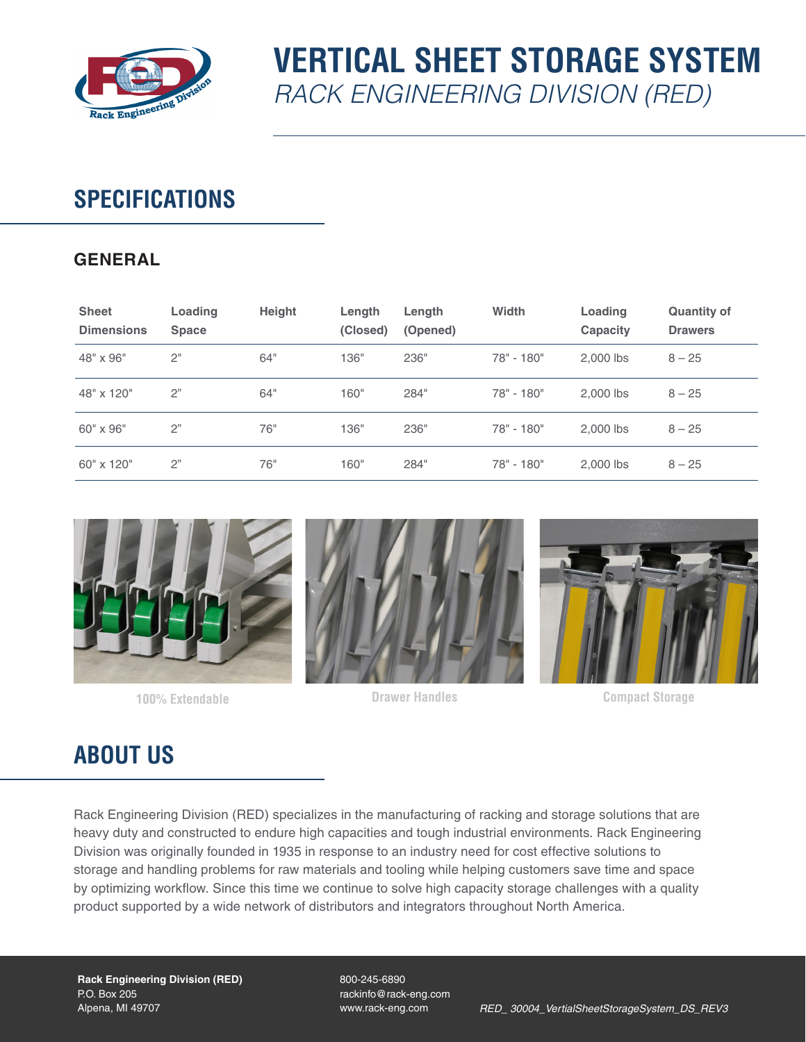# VERTICAL SHEET STORAGE SYSTEM

*RACK ENGINEERING DIVISION (RED)*

## SPECIFICATIONS

### GENERAL

| Sheet Dimensions | Loading Space | Height | Length (Closed) | Length (Opened) | Width | Loading Capacity | Quantity of Drawers |
|---|---|---|---|---|---|---|---|
| 48" x 96" | 2" | 64" | 136" | 236" | 78" - 180" | 2,000 lbs | 8 – 25 |
| 48" x 120" | 2" | 64" | 160" | 284" | 78" - 180" | 2,000 lbs | 8 – 25 |
| 60" x 96" | 2" | 76" | 136" | 236" | 78" - 180" | 2,000 lbs | 8 – 25 |
| 60" x 120" | 2" | 76" | 160" | 284" | 78" - 180" | 2,000 lbs | 8 – 25 |

100% Extendable

Drawer Handles

Compact Storage

## ABOUT US

Rack Engineering Division (RED) specializes in the manufacturing of racking and storage solutions that are heavy duty and constructed to endure high capacities and tough industrial environments. Rack Engineering Division was originally founded in 1935 in response to an industry need for cost effective solutions to storage and handling problems for raw materials and tooling while helping customers save time and space by optimizing workflow. Since this time we continue to solve high capacity storage challenges with a quality product supported by a wide network of distributors and integrators throughout North America.

**Rack Engineering Division (RED)**
P.O. Box 205
Alpena, MI 49707

800-245-6890
rackinfo@rack-eng.com
www.rack-eng.com

*RED_ 30004_VertialSheetStorageSystem_DS_REV3*